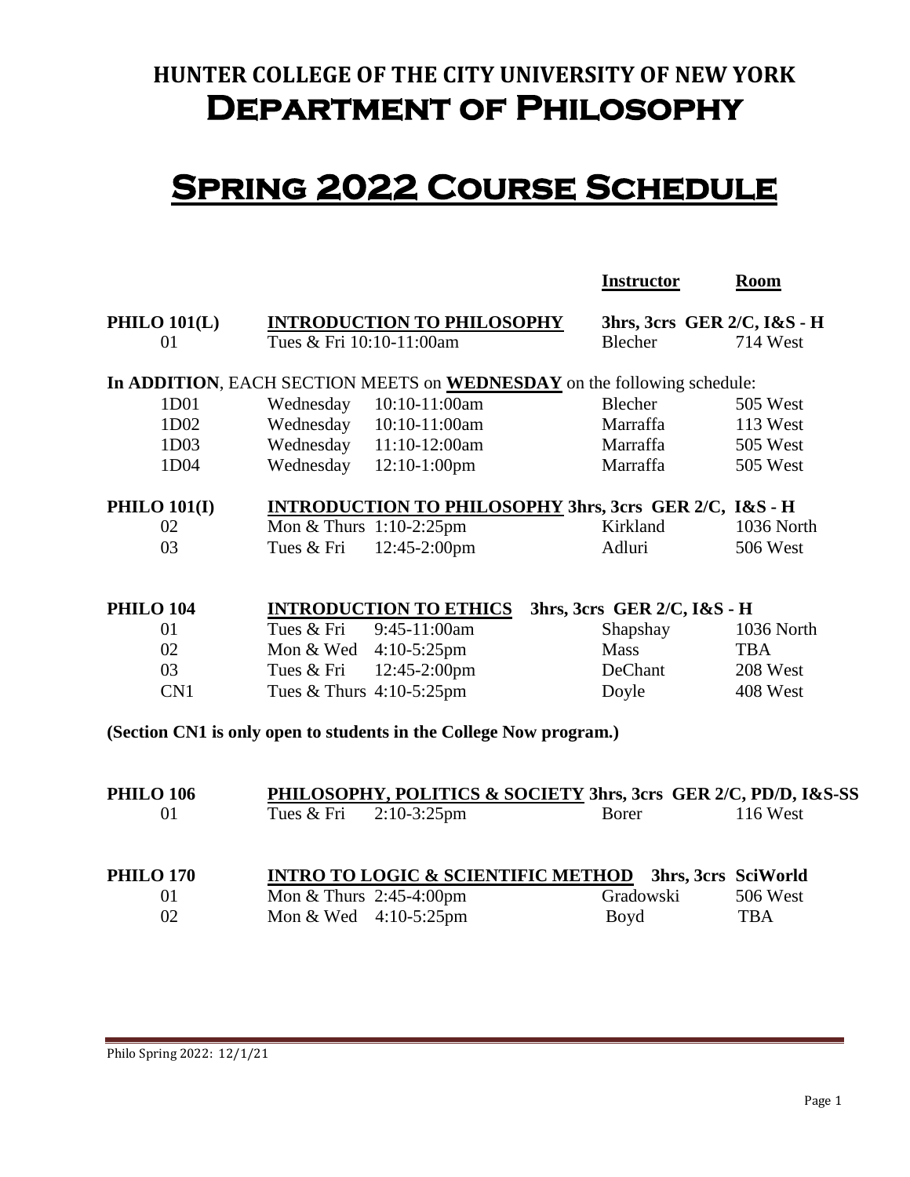# HUNTER COLLEGE OF THE CITY UNIVERSITY OF NEW YORK

# Department of Philosophy

# Spring 2022 Course Schedule

| | | | Instructor | Room |
|---|---|---|---|---|
| **PHILO 101(L)** | **INTRODUCTION TO PHILOSOPHY** | | **3hrs, 3crs GER 2/C, I&S - H** | |
| 01 | Tues & Fri 10:10-11:00am | | Blecher | 714 West |

**In ADDITION**, EACH SECTION MEETS on **WEDNESDAY** on the following schedule:

| | | | | |
|---|---|---|---|---|
| 1D01 | Wednesday | 10:10-11:00am | Blecher | 505 West |
| 1D02 | Wednesday | 10:10-11:00am | Marraffa | 113 West |
| 1D03 | Wednesday | 11:10-12:00am | Marraffa | 505 West |
| 1D04 | Wednesday | 12:10-1:00pm | Marraffa | 505 West |

| | | | | |
|---|---|---|---|---|
| **PHILO 101(I)** | **INTRODUCTION TO PHILOSOPHY 3hrs, 3crs GER 2/C, I&S - H** | | | |
| 02 | Mon & Thurs | 1:10-2:25pm | Kirkland | 1036 North |
| 03 | Tues & Fri | 12:45-2:00pm | Adluri | 506 West |

| | | | | |
|---|---|---|---|---|
| **PHILO 104** | **INTRODUCTION TO ETHICS** | | **3hrs, 3crs GER 2/C, I&S - H** | |
| 01 | Tues & Fri | 9:45-11:00am | Shapshay | 1036 North |
| 02 | Mon & Wed | 4:10-5:25pm | Mass | TBA |
| 03 | Tues & Fri | 12:45-2:00pm | DeChant | 208 West |
| CN1 | Tues & Thurs | 4:10-5:25pm | Doyle | 408 West |

**(Section CN1 is only open to students in the College Now program.)**

| | | | | |
|---|---|---|---|---|
| **PHILO 106** | **PHILOSOPHY, POLITICS & SOCIETY 3hrs, 3crs GER 2/C, PD/D, I&S-SS** | | | |
| 01 | Tues & Fri | 2:10-3:25pm | Borer | 116 West |

| | | | | |
|---|---|---|---|---|
| **PHILO 170** | **INTRO TO LOGIC & SCIENTIFIC METHOD** | | **3hrs, 3crs SciWorld** | |
| 01 | Mon & Thurs | 2:45-4:00pm | Gradowski | 506 West |
| 02 | Mon & Wed | 4:10-5:25pm | Boyd | TBA |

Philo Spring 2022: 12/1/21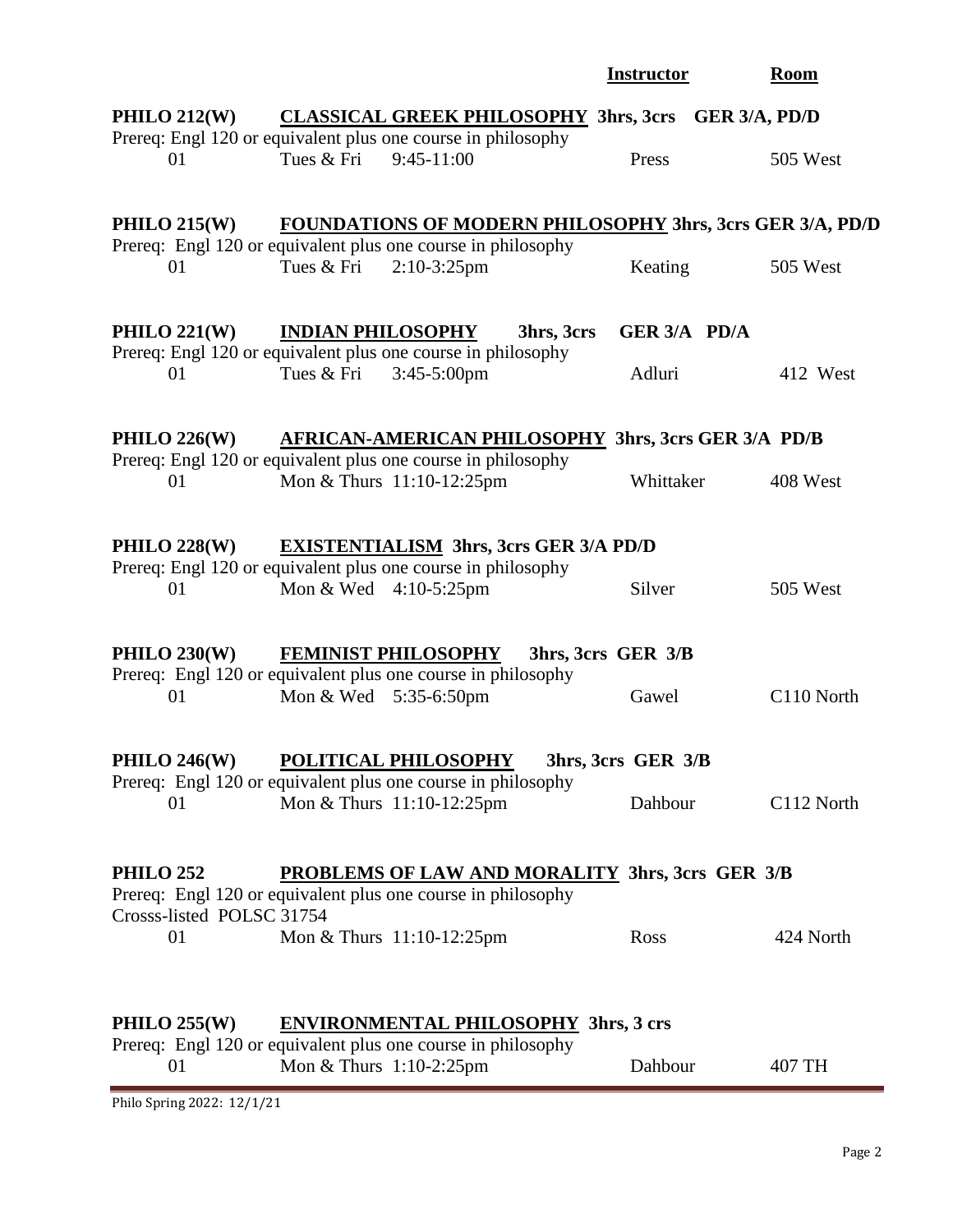| | | | Instructor | Room |
|---|---|---|---|---|

**PHILO 212(W)** **CLASSICAL GREEK PHILOSOPHY 3hrs, 3crs GER 3/A, PD/D**
Prereq: Engl 120 or equivalent plus one course in philosophy

| 01 | Tues & Fri | 9:45-11:00 | Press | 505 West |
|---|---|---|---|---|

**PHILO 215(W)** **FOUNDATIONS OF MODERN PHILOSOPHY 3hrs, 3crs GER 3/A, PD/D**
Prereq: Engl 120 or equivalent plus one course in philosophy

| 01 | Tues & Fri | 2:10-3:25pm | Keating | 505 West |
|---|---|---|---|---|

**PHILO 221(W)** **INDIAN PHILOSOPHY 3hrs, 3crs GER 3/A PD/A**
Prereq: Engl 120 or equivalent plus one course in philosophy

| 01 | Tues & Fri | 3:45-5:00pm | Adluri | 412 West |
|---|---|---|---|---|

**PHILO 226(W)** **AFRICAN-AMERICAN PHILOSOPHY 3hrs, 3crs GER 3/A PD/B**
Prereq: Engl 120 or equivalent plus one course in philosophy

| 01 | Mon & Thurs | 11:10-12:25pm | Whittaker | 408 West |
|---|---|---|---|---|

**PHILO 228(W)** **EXISTENTIALISM 3hrs, 3crs GER 3/A PD/D**
Prereq: Engl 120 or equivalent plus one course in philosophy

| 01 | Mon & Wed | 4:10-5:25pm | Silver | 505 West |
|---|---|---|---|---|

**PHILO 230(W)** **FEMINIST PHILOSOPHY 3hrs, 3crs GER 3/B**
Prereq: Engl 120 or equivalent plus one course in philosophy

| 01 | Mon & Wed | 5:35-6:50pm | Gawel | C110 North |
|---|---|---|---|---|

**PHILO 246(W)** **POLITICAL PHILOSOPHY 3hrs, 3crs GER 3/B**
Prereq: Engl 120 or equivalent plus one course in philosophy

| 01 | Mon & Thurs | 11:10-12:25pm | Dahbour | C112 North |
|---|---|---|---|---|

**PHILO 252** **PROBLEMS OF LAW AND MORALITY 3hrs, 3crs GER 3/B**
Prereq: Engl 120 or equivalent plus one course in philosophy
Crosss-listed POLSC 31754

| 01 | Mon & Thurs | 11:10-12:25pm | Ross | 424 North |
|---|---|---|---|---|

**PHILO 255(W)** **ENVIRONMENTAL PHILOSOPHY 3hrs, 3 crs**
Prereq: Engl 120 or equivalent plus one course in philosophy

| 01 | Mon & Thurs | 1:10-2:25pm | Dahbour | 407 TH |
|---|---|---|---|---|

Philo Spring 2022: 12/1/21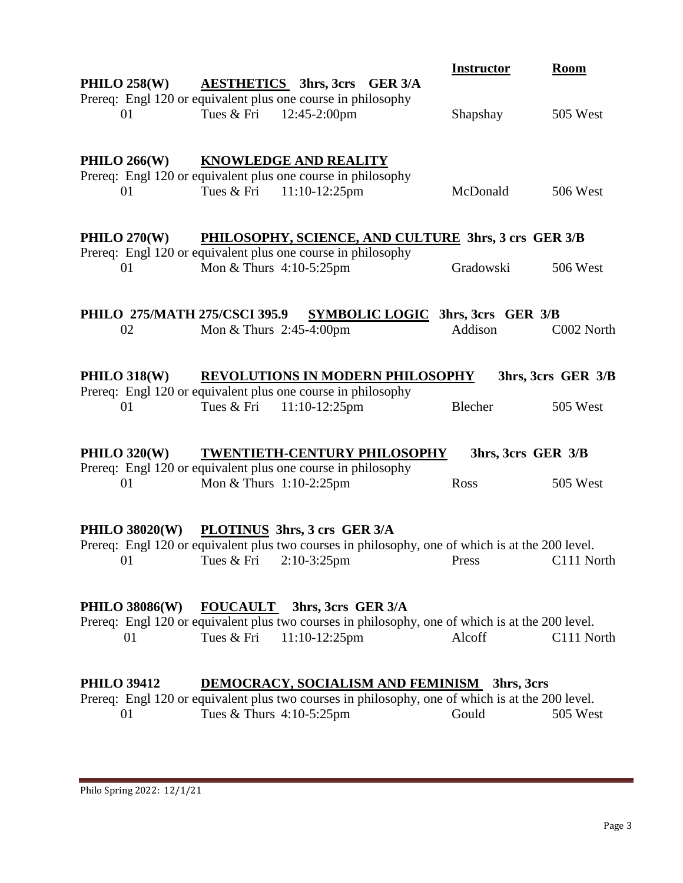| | | Instructor | Room |
|---|---|---|---|
| **PHILO 258(W)** | **AESTHETICS 3hrs, 3crs GER 3/A** | | |
| Prereq: Engl 120 or equivalent plus one course in philosophy | | | |
| 01 | Tues & Fri 12:45-2:00pm | Shapshay | 505 West |
| **PHILO 266(W)** | **KNOWLEDGE AND REALITY** | | |
| Prereq: Engl 120 or equivalent plus one course in philosophy | | | |
| 01 | Tues & Fri 11:10-12:25pm | McDonald | 506 West |
| **PHILO 270(W)** | **PHILOSOPHY, SCIENCE, AND CULTURE 3hrs, 3 crs GER 3/B** | | |
| Prereq: Engl 120 or equivalent plus one course in philosophy | | | |
| 01 | Mon & Thurs 4:10-5:25pm | Gradowski | 506 West |
| **PHILO 275/MATH 275/CSCI 395.9** | **SYMBOLIC LOGIC 3hrs, 3crs GER 3/B** | | |
| 02 | Mon & Thurs 2:45-4:00pm | Addison | C002 North |
| **PHILO 318(W)** | **REVOLUTIONS IN MODERN PHILOSOPHY 3hrs, 3crs GER 3/B** | | |
| Prereq: Engl 120 or equivalent plus one course in philosophy | | | |
| 01 | Tues & Fri 11:10-12:25pm | Blecher | 505 West |
| **PHILO 320(W)** | **TWENTIETH-CENTURY PHILOSOPHY 3hrs, 3crs GER 3/B** | | |
| Prereq: Engl 120 or equivalent plus one course in philosophy | | | |
| 01 | Mon & Thurs 1:10-2:25pm | Ross | 505 West |
| **PHILO 38020(W)** | **PLOTINUS 3hrs, 3 crs GER 3/A** | | |
| Prereq: Engl 120 or equivalent plus two courses in philosophy, one of which is at the 200 level. | | | |
| 01 | Tues & Fri 2:10-3:25pm | Press | C111 North |
| **PHILO 38086(W)** | **FOUCAULT 3hrs, 3crs GER 3/A** | | |
| Prereq: Engl 120 or equivalent plus two courses in philosophy, one of which is at the 200 level. | | | |
| 01 | Tues & Fri 11:10-12:25pm | Alcoff | C111 North |
| **PHILO 39412** | **DEMOCRACY, SOCIALISM AND FEMINISM 3hrs, 3crs** | | |
| Prereq: Engl 120 or equivalent plus two courses in philosophy, one of which is at the 200 level. | | | |
| 01 | Tues & Thurs 4:10-5:25pm | Gould | 505 West |

Philo Spring 2022: 12/1/21